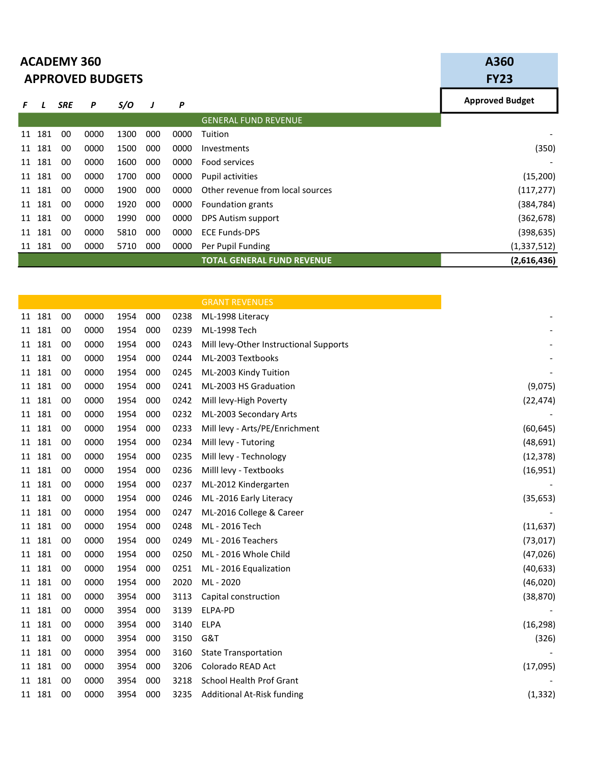# ACADEMY 360
## APPROVED BUDGETS

**A360**
**FY23**

| F | L | SRE | P | S/O | J | P | | Approved Budget |
|---|---|---|---|---|---|---|---|---|
| | | | | | | | GENERAL FUND REVENUE | |
| 11 | 181 | 00 | 0000 | 1300 | 000 | 0000 | Tuition | - |
| 11 | 181 | 00 | 0000 | 1500 | 000 | 0000 | Investments | (350) |
| 11 | 181 | 00 | 0000 | 1600 | 000 | 0000 | Food services | - |
| 11 | 181 | 00 | 0000 | 1700 | 000 | 0000 | Pupil activities | (15,200) |
| 11 | 181 | 00 | 0000 | 1900 | 000 | 0000 | Other revenue from local sources | (117,277) |
| 11 | 181 | 00 | 0000 | 1920 | 000 | 0000 | Foundation grants | (384,784) |
| 11 | 181 | 00 | 0000 | 1990 | 000 | 0000 | DPS Autism support | (362,678) |
| 11 | 181 | 00 | 0000 | 5810 | 000 | 0000 | ECE Funds-DPS | (398,635) |
| 11 | 181 | 00 | 0000 | 5710 | 000 | 0000 | Per Pupil Funding | (1,337,512) |
| | | | | | | | **TOTAL GENERAL FUND REVENUE** | **(2,616,436)** |

| F | L | SRE | P | S/O | J | P | | Approved Budget |
|---|---|---|---|---|---|---|---|---|
| | | | | | | | GRANT REVENUES | |
| 11 | 181 | 00 | 0000 | 1954 | 000 | 0238 | ML-1998 Literacy | - |
| 11 | 181 | 00 | 0000 | 1954 | 000 | 0239 | ML-1998 Tech | - |
| 11 | 181 | 00 | 0000 | 1954 | 000 | 0243 | Mill levy-Other Instructional Supports | - |
| 11 | 181 | 00 | 0000 | 1954 | 000 | 0244 | ML-2003 Textbooks | - |
| 11 | 181 | 00 | 0000 | 1954 | 000 | 0245 | ML-2003 Kindy Tuition | - |
| 11 | 181 | 00 | 0000 | 1954 | 000 | 0241 | ML-2003 HS Graduation | (9,075) |
| 11 | 181 | 00 | 0000 | 1954 | 000 | 0242 | Mill levy-High Poverty | (22,474) |
| 11 | 181 | 00 | 0000 | 1954 | 000 | 0232 | ML-2003 Secondary Arts | - |
| 11 | 181 | 00 | 0000 | 1954 | 000 | 0233 | Mill levy - Arts/PE/Enrichment | (60,645) |
| 11 | 181 | 00 | 0000 | 1954 | 000 | 0234 | Mill levy - Tutoring | (48,691) |
| 11 | 181 | 00 | 0000 | 1954 | 000 | 0235 | Mill levy - Technology | (12,378) |
| 11 | 181 | 00 | 0000 | 1954 | 000 | 0236 | Milll levy - Textbooks | (16,951) |
| 11 | 181 | 00 | 0000 | 1954 | 000 | 0237 | ML-2012 Kindergarten | - |
| 11 | 181 | 00 | 0000 | 1954 | 000 | 0246 | ML -2016 Early Literacy | (35,653) |
| 11 | 181 | 00 | 0000 | 1954 | 000 | 0247 | ML-2016 College & Career | - |
| 11 | 181 | 00 | 0000 | 1954 | 000 | 0248 | ML - 2016 Tech | (11,637) |
| 11 | 181 | 00 | 0000 | 1954 | 000 | 0249 | ML - 2016 Teachers | (73,017) |
| 11 | 181 | 00 | 0000 | 1954 | 000 | 0250 | ML - 2016 Whole Child | (47,026) |
| 11 | 181 | 00 | 0000 | 1954 | 000 | 0251 | ML - 2016 Equalization | (40,633) |
| 11 | 181 | 00 | 0000 | 1954 | 000 | 2020 | ML - 2020 | (46,020) |
| 11 | 181 | 00 | 0000 | 3954 | 000 | 3113 | Capital construction | (38,870) |
| 11 | 181 | 00 | 0000 | 3954 | 000 | 3139 | ELPA-PD | - |
| 11 | 181 | 00 | 0000 | 3954 | 000 | 3140 | ELPA | (16,298) |
| 11 | 181 | 00 | 0000 | 3954 | 000 | 3150 | G&T | (326) |
| 11 | 181 | 00 | 0000 | 3954 | 000 | 3160 | State Transportation | - |
| 11 | 181 | 00 | 0000 | 3954 | 000 | 3206 | Colorado READ Act | (17,095) |
| 11 | 181 | 00 | 0000 | 3954 | 000 | 3218 | School Health Prof Grant | - |
| 11 | 181 | 00 | 0000 | 3954 | 000 | 3235 | Additional At-Risk funding | (1,332) |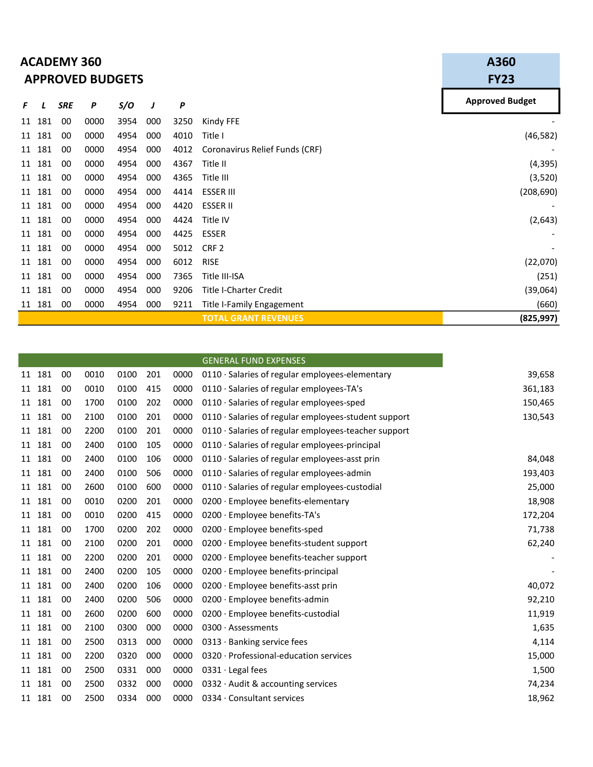# ACADEMY 360

## APPROVED BUDGETS

| F | L | SRE | P | S/O | J | P | | A360 FY23 Approved Budget |
|---|---|---|---|---|---|---|---|---|
| 11 | 181 | 00 | 0000 | 3954 | 000 | 3250 | Kindy FFE | - |
| 11 | 181 | 00 | 0000 | 4954 | 000 | 4010 | Title I | (46,582) |
| 11 | 181 | 00 | 0000 | 4954 | 000 | 4012 | Coronavirus Relief Funds (CRF) | - |
| 11 | 181 | 00 | 0000 | 4954 | 000 | 4367 | Title II | (4,395) |
| 11 | 181 | 00 | 0000 | 4954 | 000 | 4365 | Title III | (3,520) |
| 11 | 181 | 00 | 0000 | 4954 | 000 | 4414 | ESSER III | (208,690) |
| 11 | 181 | 00 | 0000 | 4954 | 000 | 4420 | ESSER II | - |
| 11 | 181 | 00 | 0000 | 4954 | 000 | 4424 | Title IV | (2,643) |
| 11 | 181 | 00 | 0000 | 4954 | 000 | 4425 | ESSER | - |
| 11 | 181 | 00 | 0000 | 4954 | 000 | 5012 | CRF 2 | - |
| 11 | 181 | 00 | 0000 | 4954 | 000 | 6012 | RISE | (22,070) |
| 11 | 181 | 00 | 0000 | 4954 | 000 | 7365 | Title III-ISA | (251) |
| 11 | 181 | 00 | 0000 | 4954 | 000 | 9206 | Title I-Charter Credit | (39,064) |
| 11 | 181 | 00 | 0000 | 4954 | 000 | 9211 | Title I-Family Engagement | (660) |
| | | | | | | | **TOTAL GRANT REVENUES** | **(825,997)** |

| F | L | SRE | P | S/O | J | P | GENERAL FUND EXPENSES | Approved Budget |
|---|---|---|---|---|---|---|---|---|
| 11 | 181 | 00 | 0010 | 0100 | 201 | 0000 | 0110 · Salaries of regular employees-elementary | 39,658 |
| 11 | 181 | 00 | 0010 | 0100 | 415 | 0000 | 0110 · Salaries of regular employees-TA's | 361,183 |
| 11 | 181 | 00 | 1700 | 0100 | 202 | 0000 | 0110 · Salaries of regular employees-sped | 150,465 |
| 11 | 181 | 00 | 2100 | 0100 | 201 | 0000 | 0110 · Salaries of regular employees-student support | 130,543 |
| 11 | 181 | 00 | 2200 | 0100 | 201 | 0000 | 0110 · Salaries of regular employees-teacher support | |
| 11 | 181 | 00 | 2400 | 0100 | 105 | 0000 | 0110 · Salaries of regular employees-principal | |
| 11 | 181 | 00 | 2400 | 0100 | 106 | 0000 | 0110 · Salaries of regular employees-asst prin | 84,048 |
| 11 | 181 | 00 | 2400 | 0100 | 506 | 0000 | 0110 · Salaries of regular employees-admin | 193,403 |
| 11 | 181 | 00 | 2600 | 0100 | 600 | 0000 | 0110 · Salaries of regular employees-custodial | 25,000 |
| 11 | 181 | 00 | 0010 | 0200 | 201 | 0000 | 0200 · Employee benefits-elementary | 18,908 |
| 11 | 181 | 00 | 0010 | 0200 | 415 | 0000 | 0200 · Employee benefits-TA's | 172,204 |
| 11 | 181 | 00 | 1700 | 0200 | 202 | 0000 | 0200 · Employee benefits-sped | 71,738 |
| 11 | 181 | 00 | 2100 | 0200 | 201 | 0000 | 0200 · Employee benefits-student support | 62,240 |
| 11 | 181 | 00 | 2200 | 0200 | 201 | 0000 | 0200 · Employee benefits-teacher support | - |
| 11 | 181 | 00 | 2400 | 0200 | 105 | 0000 | 0200 · Employee benefits-principal | - |
| 11 | 181 | 00 | 2400 | 0200 | 106 | 0000 | 0200 · Employee benefits-asst prin | 40,072 |
| 11 | 181 | 00 | 2400 | 0200 | 506 | 0000 | 0200 · Employee benefits-admin | 92,210 |
| 11 | 181 | 00 | 2600 | 0200 | 600 | 0000 | 0200 · Employee benefits-custodial | 11,919 |
| 11 | 181 | 00 | 2100 | 0300 | 000 | 0000 | 0300 · Assessments | 1,635 |
| 11 | 181 | 00 | 2500 | 0313 | 000 | 0000 | 0313 · Banking service fees | 4,114 |
| 11 | 181 | 00 | 2200 | 0320 | 000 | 0000 | 0320 · Professional-education services | 15,000 |
| 11 | 181 | 00 | 2500 | 0331 | 000 | 0000 | 0331 · Legal fees | 1,500 |
| 11 | 181 | 00 | 2500 | 0332 | 000 | 0000 | 0332 · Audit & accounting services | 74,234 |
| 11 | 181 | 00 | 2500 | 0334 | 000 | 0000 | 0334 · Consultant services | 18,962 |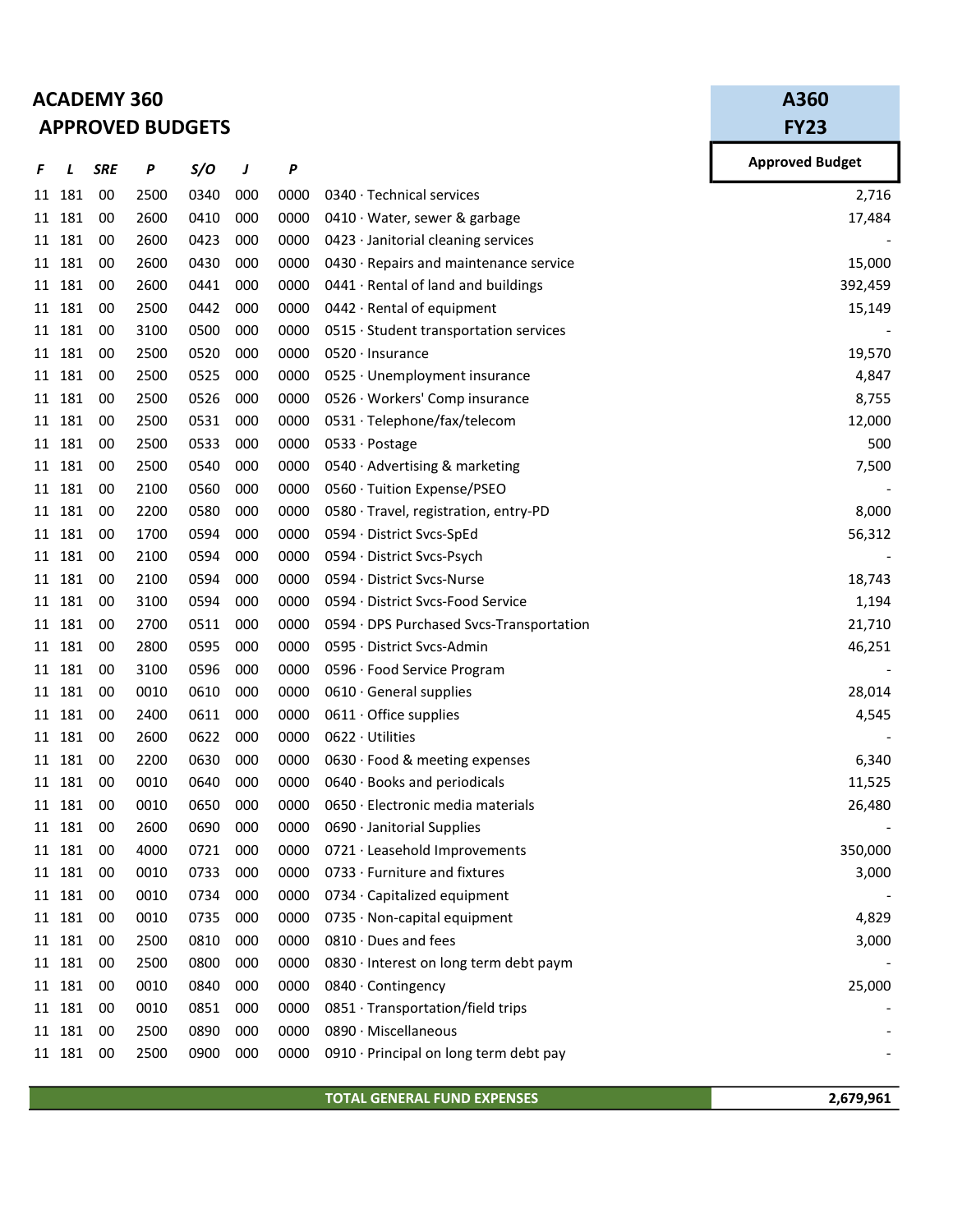## ACADEMY 360
## APPROVED BUDGETS

| F | L | SRE | P | S/O | J | P | | A360 FY23 Approved Budget |
|---|---|---|---|---|---|---|---|---|
| 11 | 181 | 00 | 2500 | 0340 | 000 | 0000 | 0340 · Technical services | 2,716 |
| 11 | 181 | 00 | 2600 | 0410 | 000 | 0000 | 0410 · Water, sewer & garbage | 17,484 |
| 11 | 181 | 00 | 2600 | 0423 | 000 | 0000 | 0423 · Janitorial cleaning services | - |
| 11 | 181 | 00 | 2600 | 0430 | 000 | 0000 | 0430 · Repairs and maintenance service | 15,000 |
| 11 | 181 | 00 | 2600 | 0441 | 000 | 0000 | 0441 · Rental of land and buildings | 392,459 |
| 11 | 181 | 00 | 2500 | 0442 | 000 | 0000 | 0442 · Rental of equipment | 15,149 |
| 11 | 181 | 00 | 3100 | 0500 | 000 | 0000 | 0515 · Student transportation services | - |
| 11 | 181 | 00 | 2500 | 0520 | 000 | 0000 | 0520 · Insurance | 19,570 |
| 11 | 181 | 00 | 2500 | 0525 | 000 | 0000 | 0525 · Unemployment insurance | 4,847 |
| 11 | 181 | 00 | 2500 | 0526 | 000 | 0000 | 0526 · Workers' Comp insurance | 8,755 |
| 11 | 181 | 00 | 2500 | 0531 | 000 | 0000 | 0531 · Telephone/fax/telecom | 12,000 |
| 11 | 181 | 00 | 2500 | 0533 | 000 | 0000 | 0533 · Postage | 500 |
| 11 | 181 | 00 | 2500 | 0540 | 000 | 0000 | 0540 · Advertising & marketing | 7,500 |
| 11 | 181 | 00 | 2100 | 0560 | 000 | 0000 | 0560 · Tuition Expense/PSEO | - |
| 11 | 181 | 00 | 2200 | 0580 | 000 | 0000 | 0580 · Travel, registration, entry-PD | 8,000 |
| 11 | 181 | 00 | 1700 | 0594 | 000 | 0000 | 0594 · District Svcs-SpEd | 56,312 |
| 11 | 181 | 00 | 2100 | 0594 | 000 | 0000 | 0594 · District Svcs-Psych | - |
| 11 | 181 | 00 | 2100 | 0594 | 000 | 0000 | 0594 · District Svcs-Nurse | 18,743 |
| 11 | 181 | 00 | 3100 | 0594 | 000 | 0000 | 0594 · District Svcs-Food Service | 1,194 |
| 11 | 181 | 00 | 2700 | 0511 | 000 | 0000 | 0594 · DPS Purchased Svcs-Transportation | 21,710 |
| 11 | 181 | 00 | 2800 | 0595 | 000 | 0000 | 0595 · District Svcs-Admin | 46,251 |
| 11 | 181 | 00 | 3100 | 0596 | 000 | 0000 | 0596 · Food Service Program | - |
| 11 | 181 | 00 | 0010 | 0610 | 000 | 0000 | 0610 · General supplies | 28,014 |
| 11 | 181 | 00 | 2400 | 0611 | 000 | 0000 | 0611 · Office supplies | 4,545 |
| 11 | 181 | 00 | 2600 | 0622 | 000 | 0000 | 0622 · Utilities | - |
| 11 | 181 | 00 | 2200 | 0630 | 000 | 0000 | 0630 · Food & meeting expenses | 6,340 |
| 11 | 181 | 00 | 0010 | 0640 | 000 | 0000 | 0640 · Books and periodicals | 11,525 |
| 11 | 181 | 00 | 0010 | 0650 | 000 | 0000 | 0650 · Electronic media materials | 26,480 |
| 11 | 181 | 00 | 2600 | 0690 | 000 | 0000 | 0690 · Janitorial Supplies | - |
| 11 | 181 | 00 | 4000 | 0721 | 000 | 0000 | 0721 · Leasehold Improvements | 350,000 |
| 11 | 181 | 00 | 0010 | 0733 | 000 | 0000 | 0733 · Furniture and fixtures | 3,000 |
| 11 | 181 | 00 | 0010 | 0734 | 000 | 0000 | 0734 · Capitalized equipment | - |
| 11 | 181 | 00 | 0010 | 0735 | 000 | 0000 | 0735 · Non-capital equipment | 4,829 |
| 11 | 181 | 00 | 2500 | 0810 | 000 | 0000 | 0810 · Dues and fees | 3,000 |
| 11 | 181 | 00 | 2500 | 0800 | 000 | 0000 | 0830 · Interest on long term debt paym | - |
| 11 | 181 | 00 | 0010 | 0840 | 000 | 0000 | 0840 · Contingency | 25,000 |
| 11 | 181 | 00 | 0010 | 0851 | 000 | 0000 | 0851 · Transportation/field trips | - |
| 11 | 181 | 00 | 2500 | 0890 | 000 | 0000 | 0890 · Miscellaneous | - |
| 11 | 181 | 00 | 2500 | 0900 | 000 | 0000 | 0910 · Principal on long term debt pay | - |
| | | | | | | | **TOTAL GENERAL FUND EXPENSES** | **2,679,961** |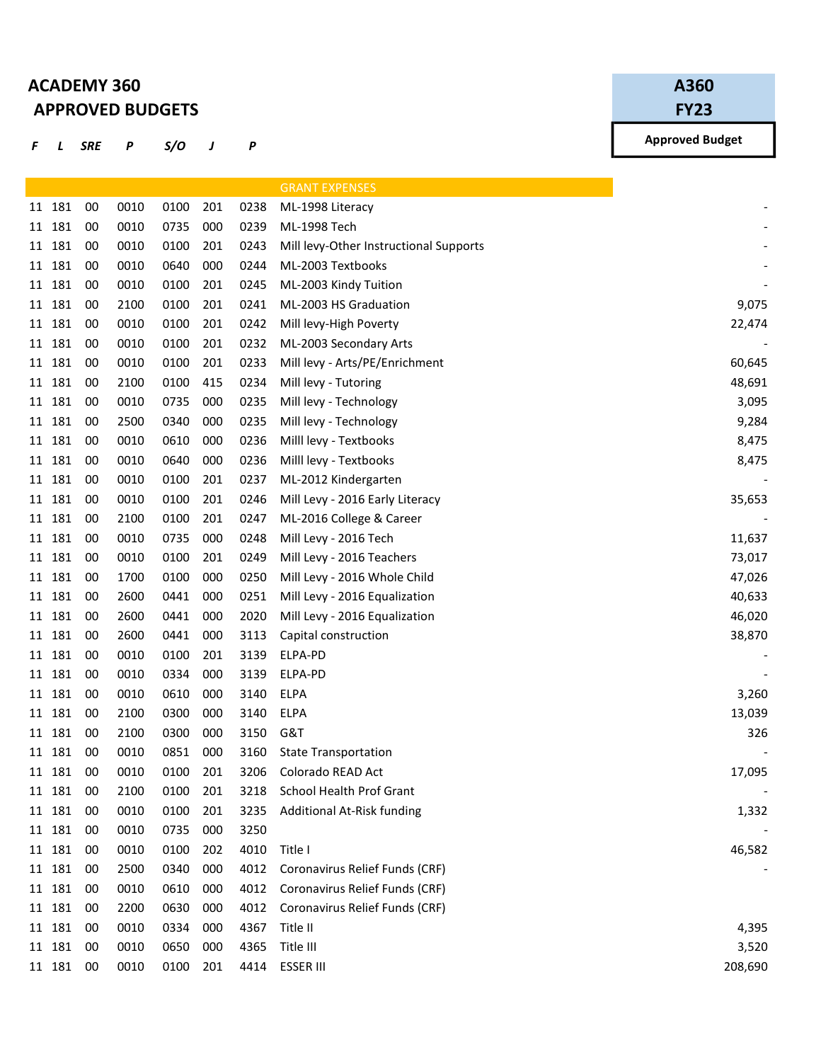# ACADEMY 360
## APPROVED BUDGETS

| F | L | SRE | P | S/O | J | P | | A360 FY23 Approved Budget |
|---|---|---|---|---|---|---|---|---|
| | | | | | | | GRANT EXPENSES | |
| 11 | 181 | 00 | 0010 | 0100 | 201 | 0238 | ML-1998 Literacy | - |
| 11 | 181 | 00 | 0010 | 0735 | 000 | 0239 | ML-1998 Tech | - |
| 11 | 181 | 00 | 0010 | 0100 | 201 | 0243 | Mill levy-Other Instructional Supports | - |
| 11 | 181 | 00 | 0010 | 0640 | 000 | 0244 | ML-2003 Textbooks | - |
| 11 | 181 | 00 | 0010 | 0100 | 201 | 0245 | ML-2003 Kindy Tuition | - |
| 11 | 181 | 00 | 2100 | 0100 | 201 | 0241 | ML-2003 HS Graduation | 9,075 |
| 11 | 181 | 00 | 0010 | 0100 | 201 | 0242 | Mill levy-High Poverty | 22,474 |
| 11 | 181 | 00 | 0010 | 0100 | 201 | 0232 | ML-2003 Secondary Arts | - |
| 11 | 181 | 00 | 0010 | 0100 | 201 | 0233 | Mill levy - Arts/PE/Enrichment | 60,645 |
| 11 | 181 | 00 | 2100 | 0100 | 415 | 0234 | Mill levy - Tutoring | 48,691 |
| 11 | 181 | 00 | 0010 | 0735 | 000 | 0235 | Mill levy - Technology | 3,095 |
| 11 | 181 | 00 | 2500 | 0340 | 000 | 0235 | Mill levy - Technology | 9,284 |
| 11 | 181 | 00 | 0010 | 0610 | 000 | 0236 | Milll levy - Textbooks | 8,475 |
| 11 | 181 | 00 | 0010 | 0640 | 000 | 0236 | Milll levy - Textbooks | 8,475 |
| 11 | 181 | 00 | 0010 | 0100 | 201 | 0237 | ML-2012 Kindergarten | - |
| 11 | 181 | 00 | 0010 | 0100 | 201 | 0246 | Mill Levy - 2016 Early Literacy | 35,653 |
| 11 | 181 | 00 | 2100 | 0100 | 201 | 0247 | ML-2016 College & Career | - |
| 11 | 181 | 00 | 0010 | 0735 | 000 | 0248 | Mill Levy - 2016 Tech | 11,637 |
| 11 | 181 | 00 | 0010 | 0100 | 201 | 0249 | Mill Levy - 2016 Teachers | 73,017 |
| 11 | 181 | 00 | 1700 | 0100 | 000 | 0250 | Mill Levy - 2016 Whole Child | 47,026 |
| 11 | 181 | 00 | 2600 | 0441 | 000 | 0251 | Mill Levy - 2016 Equalization | 40,633 |
| 11 | 181 | 00 | 2600 | 0441 | 000 | 2020 | Mill Levy - 2016 Equalization | 46,020 |
| 11 | 181 | 00 | 2600 | 0441 | 000 | 3113 | Capital construction | 38,870 |
| 11 | 181 | 00 | 0010 | 0100 | 201 | 3139 | ELPA-PD | - |
| 11 | 181 | 00 | 0010 | 0334 | 000 | 3139 | ELPA-PD | - |
| 11 | 181 | 00 | 0010 | 0610 | 000 | 3140 | ELPA | 3,260 |
| 11 | 181 | 00 | 2100 | 0300 | 000 | 3140 | ELPA | 13,039 |
| 11 | 181 | 00 | 2100 | 0300 | 000 | 3150 | G&T | 326 |
| 11 | 181 | 00 | 0010 | 0851 | 000 | 3160 | State Transportation | - |
| 11 | 181 | 00 | 0010 | 0100 | 201 | 3206 | Colorado READ Act | 17,095 |
| 11 | 181 | 00 | 2100 | 0100 | 201 | 3218 | School Health Prof Grant | - |
| 11 | 181 | 00 | 0010 | 0100 | 201 | 3235 | Additional At-Risk funding | 1,332 |
| 11 | 181 | 00 | 0010 | 0735 | 000 | 3250 | | - |
| 11 | 181 | 00 | 0010 | 0100 | 202 | 4010 | Title I | 46,582 |
| 11 | 181 | 00 | 2500 | 0340 | 000 | 4012 | Coronavirus Relief Funds (CRF) | - |
| 11 | 181 | 00 | 0010 | 0610 | 000 | 4012 | Coronavirus Relief Funds (CRF) | |
| 11 | 181 | 00 | 2200 | 0630 | 000 | 4012 | Coronavirus Relief Funds (CRF) | |
| 11 | 181 | 00 | 0010 | 0334 | 000 | 4367 | Title II | 4,395 |
| 11 | 181 | 00 | 0010 | 0650 | 000 | 4365 | Title III | 3,520 |
| 11 | 181 | 00 | 0010 | 0100 | 201 | 4414 | ESSER III | 208,690 |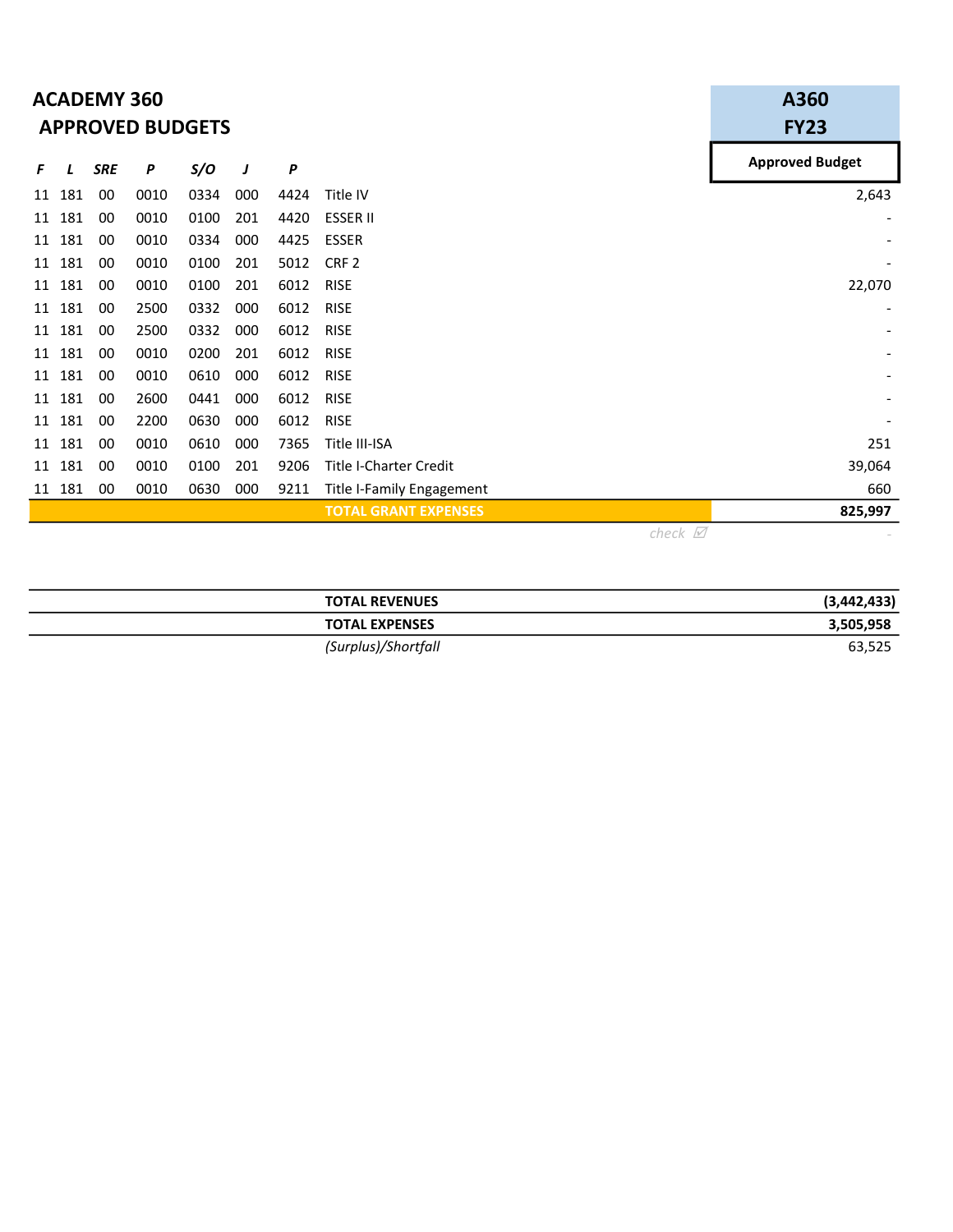**ACADEMY 360**

**APPROVED BUDGETS**

| F | L | SRE | P | S/O | J | P | | A360 FY23 Approved Budget |
|---|---|---|---|---|---|---|---|---|
| 11 | 181 | 00 | 0010 | 0334 | 000 | 4424 | Title IV | 2,643 |
| 11 | 181 | 00 | 0010 | 0100 | 201 | 4420 | ESSER II | - |
| 11 | 181 | 00 | 0010 | 0334 | 000 | 4425 | ESSER | - |
| 11 | 181 | 00 | 0010 | 0100 | 201 | 5012 | CRF 2 | - |
| 11 | 181 | 00 | 0010 | 0100 | 201 | 6012 | RISE | 22,070 |
| 11 | 181 | 00 | 2500 | 0332 | 000 | 6012 | RISE | - |
| 11 | 181 | 00 | 2500 | 0332 | 000 | 6012 | RISE | - |
| 11 | 181 | 00 | 0010 | 0200 | 201 | 6012 | RISE | - |
| 11 | 181 | 00 | 0010 | 0610 | 000 | 6012 | RISE | - |
| 11 | 181 | 00 | 2600 | 0441 | 000 | 6012 | RISE | - |
| 11 | 181 | 00 | 2200 | 0630 | 000 | 6012 | RISE | - |
| 11 | 181 | 00 | 0010 | 0610 | 000 | 7365 | Title III-ISA | 251 |
| 11 | 181 | 00 | 0010 | 0100 | 201 | 9206 | Title I-Charter Credit | 39,064 |
| 11 | 181 | 00 | 0010 | 0630 | 000 | 9211 | Title I-Family Engagement | 660 |
| | | | | | | | **TOTAL GRANT EXPENSES** | **825,997** |
| | | | | | | | *check* ☑ | - |

| | |
|---|---|
| **TOTAL REVENUES** | **(3,442,433)** |
| **TOTAL EXPENSES** | **3,505,958** |
| *(Surplus)/Shortfall* | 63,525 |